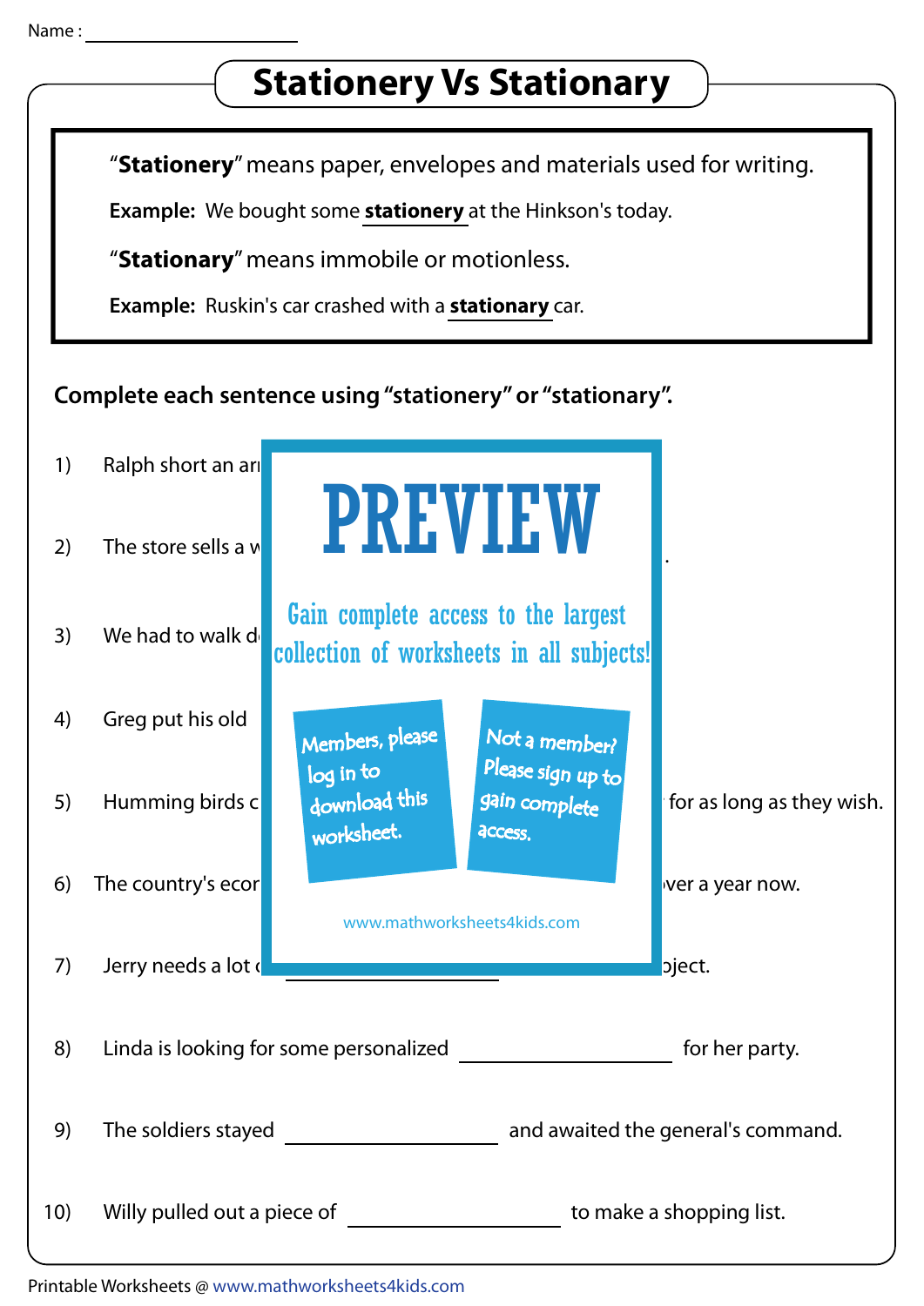Name : ____________________

# Stationery Vs Stationary

"**Stationery**" means paper, envelopes and materials used for writing.

**Example:** We bought some **stationery** at the Hinkson's today.

"**Stationary**" means immobile or motionless.

**Example:** Ruskin's car crashed with a **stationary** car.

**Complete each sentence using "stationery" or "stationary".**

1) Ralph short an ar

2) The store sells a w .

3) We had to walk d

4) Greg put his old

5) Humming birds c for as long as they wish.

6) The country's econ ver a year now.

7) Jerry needs a lot ____________________ oject.

8) Linda is looking for some personalized ____________________ for her party.

9) The soldiers stayed ____________________ and awaited the general's command.

10) Willy pulled out a piece of ____________________ to make a shopping list.

PREVIEW

Gain complete access to the largest collection of worksheets in all subjects!

Members, please log in to download this worksheet.

Not a member? Please sign up to gain complete access.

www.mathworksheets4kids.com

Printable Worksheets @ www.mathworksheets4kids.com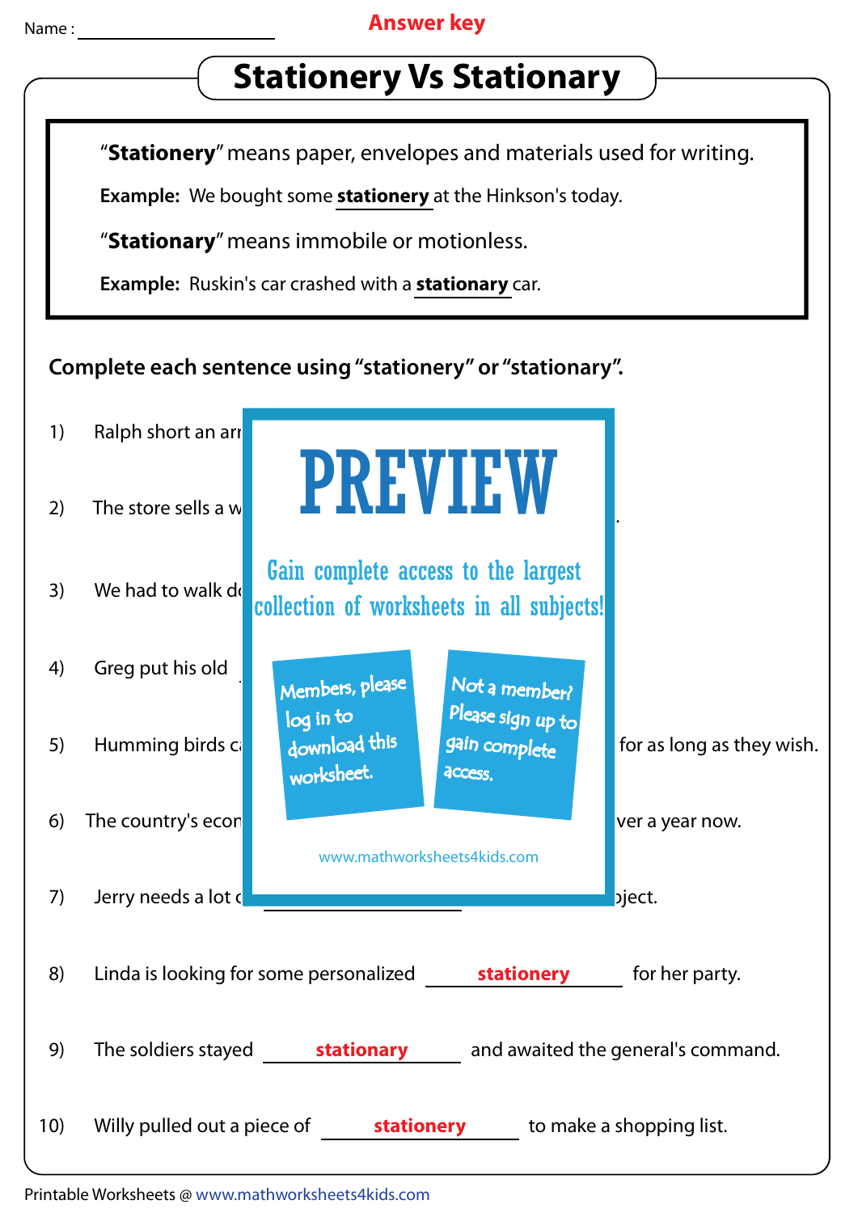Name : ____________________

**Answer key**

# Stationery Vs Stationary

"**Stationery**" means paper, envelopes and materials used for writing.

**Example:** We bought some **stationery** at the Hinkson's today.

"**Stationary**" means immobile or motionless.

**Example:** Ruskin's car crashed with a **stationary** car.

**Complete each sentence using "stationery" or "stationary".**

1) Ralph short an arr

2) The store sells a w .

3) We had to walk d

4) Greg put his old

5) Humming birds c for as long as they wish.

6) The country's econ ver a year now.

7) Jerry needs a lot c ject.

PREVIEW

Gain complete access to the largest collection of worksheets in all subjects!

Members, please log in to download this worksheet.

Not a member? Please sign up to gain complete access.

www.mathworksheets4kids.com

8) Linda is looking for some personalized **stationery** for her party.

9) The soldiers stayed **stationary** and awaited the general's command.

10) Willy pulled out a piece of **stationery** to make a shopping list.

Printable Worksheets @ www.mathworksheets4kids.com